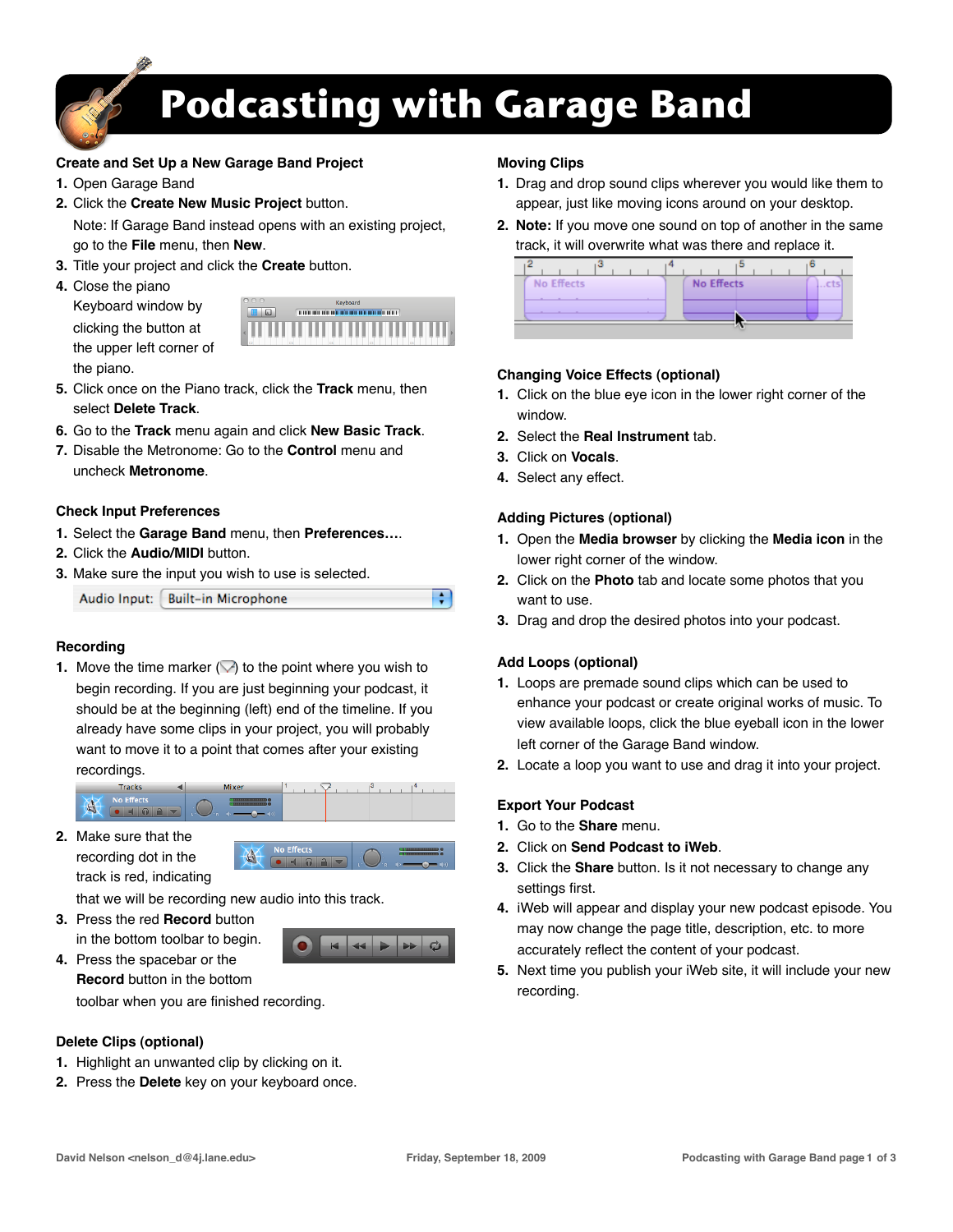# Podcasting with Garage Band

## Create and Set Up a New Garage Band Project

1. Open Garage Band
2. Click the **Create New Music Project** button.

   Note: If Garage Band instead opens with an existing project, go to the **File** menu, then **New**.
3. Title your project and click the **Create** button.
4. Close the piano Keyboard window by clicking the button at the upper left corner of the piano.
5. Click once on the Piano track, click the **Track** menu, then select **Delete Track**.
6. Go to the **Track** menu again and click **New Basic Track**.
7. Disable the Metronome: Go to the **Control** menu and uncheck **Metronome**.

## Check Input Preferences

1. Select the **Garage Band** menu, then **Preferences…**.
2. Click the **Audio/MIDI** button.
3. Make sure the input you wish to use is selected.

## Recording

1. Move the time marker ( ) to the point where you wish to begin recording. If you are just beginning your podcast, it should be at the beginning (left) end of the timeline. If you already have some clips in your project, you will probably want to move it to a point that comes after your existing recordings.
2. Make sure that the recording dot in the track is red, indicating that we will be recording new audio into this track.
3. Press the red **Record** button in the bottom toolbar to begin.
4. Press the spacebar or the **Record** button in the bottom toolbar when you are finished recording.

## Delete Clips (optional)

1. Highlight an unwanted clip by clicking on it.
2. Press the **Delete** key on your keyboard once.

## Moving Clips

1. Drag and drop sound clips wherever you would like them to appear, just like moving icons around on your desktop.
2. **Note:** If you move one sound on top of another in the same track, it will overwrite what was there and replace it.

## Changing Voice Effects (optional)

1. Click on the blue eye icon in the lower right corner of the window.
2. Select the **Real Instrument** tab.
3. Click on **Vocals**.
4. Select any effect.

## Adding Pictures (optional)

1. Open the **Media browser** by clicking the **Media icon** in the lower right corner of the window.
2. Click on the **Photo** tab and locate some photos that you want to use.
3. Drag and drop the desired photos into your podcast.

## Add Loops (optional)

1. Loops are premade sound clips which can be used to enhance your podcast or create original works of music. To view available loops, click the blue eyeball icon in the lower left corner of the Garage Band window.
2. Locate a loop you want to use and drag it into your project.

## Export Your Podcast

1. Go to the **Share** menu.
2. Click on **Send Podcast to iWeb**.
3. Click the **Share** button. Is it not necessary to change any settings first.
4. iWeb will appear and display your new podcast episode. You may now change the page title, description, etc. to more accurately reflect the content of your podcast.
5. Next time you publish your iWeb site, it will include your new recording.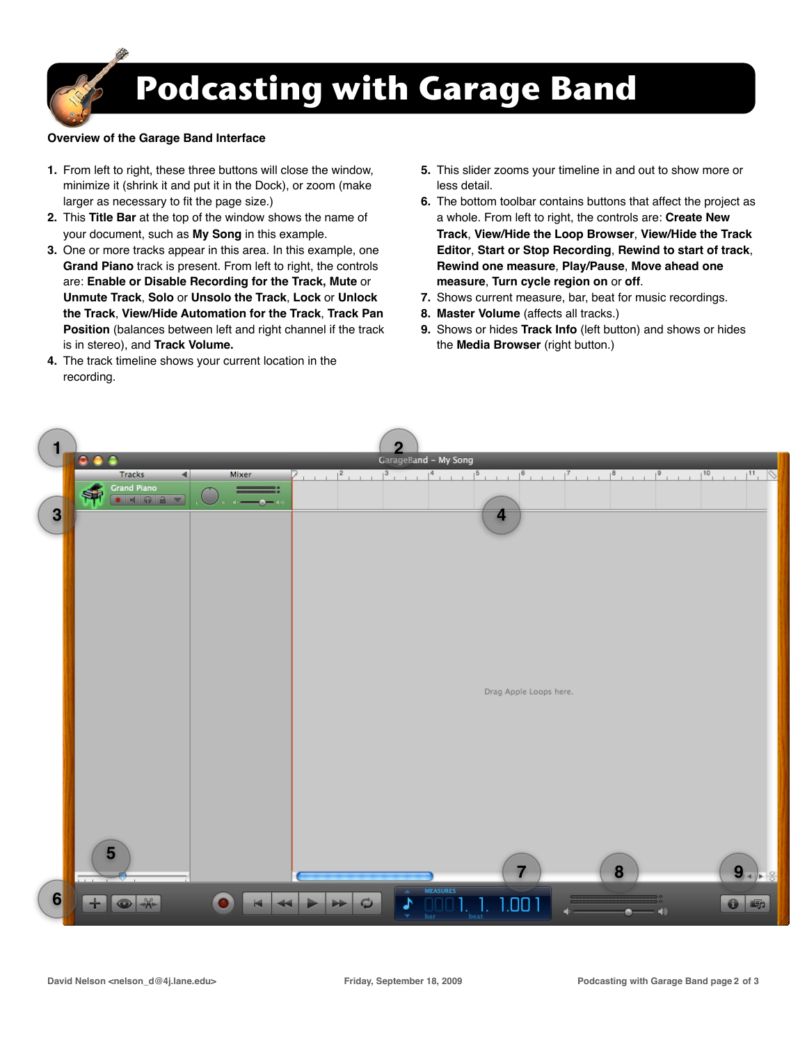# Podcasting with Garage Band

**Overview of the Garage Band Interface**

1. From left to right, these three buttons will close the window, minimize it (shrink it and put it in the Dock), or zoom (make larger as necessary to fit the page size.)
2. This **Title Bar** at the top of the window shows the name of your document, such as **My Song** in this example.
3. One or more tracks appear in this area. In this example, one **Grand Piano** track is present. From left to right, the controls are: **Enable or Disable Recording for the Track**, **Mute** or **Unmute Track**, **Solo** or **Unsolo the Track**, **Lock** or **Unlock the Track**, **View/Hide Automation for the Track**, **Track Pan Position** (balances between left and right channel if the track is in stereo), and **Track Volume.**
4. The track timeline shows your current location in the recording.
5. This slider zooms your timeline in and out to show more or less detail.
6. The bottom toolbar contains buttons that affect the project as a whole. From left to right, the controls are: **Create New Track**, **View/Hide the Loop Browser**, **View/Hide the Track Editor**, **Start or Stop Recording**, **Rewind to start of track**, **Rewind one measure**, **Play/Pause**, **Move ahead one measure**, **Turn cycle region on** or **off**.
7. Shows current measure, bar, beat for music recordings.
8. **Master Volume** (affects all tracks.)
9. Shows or hides **Track Info** (left button) and shows or hides the **Media Browser** (right button.)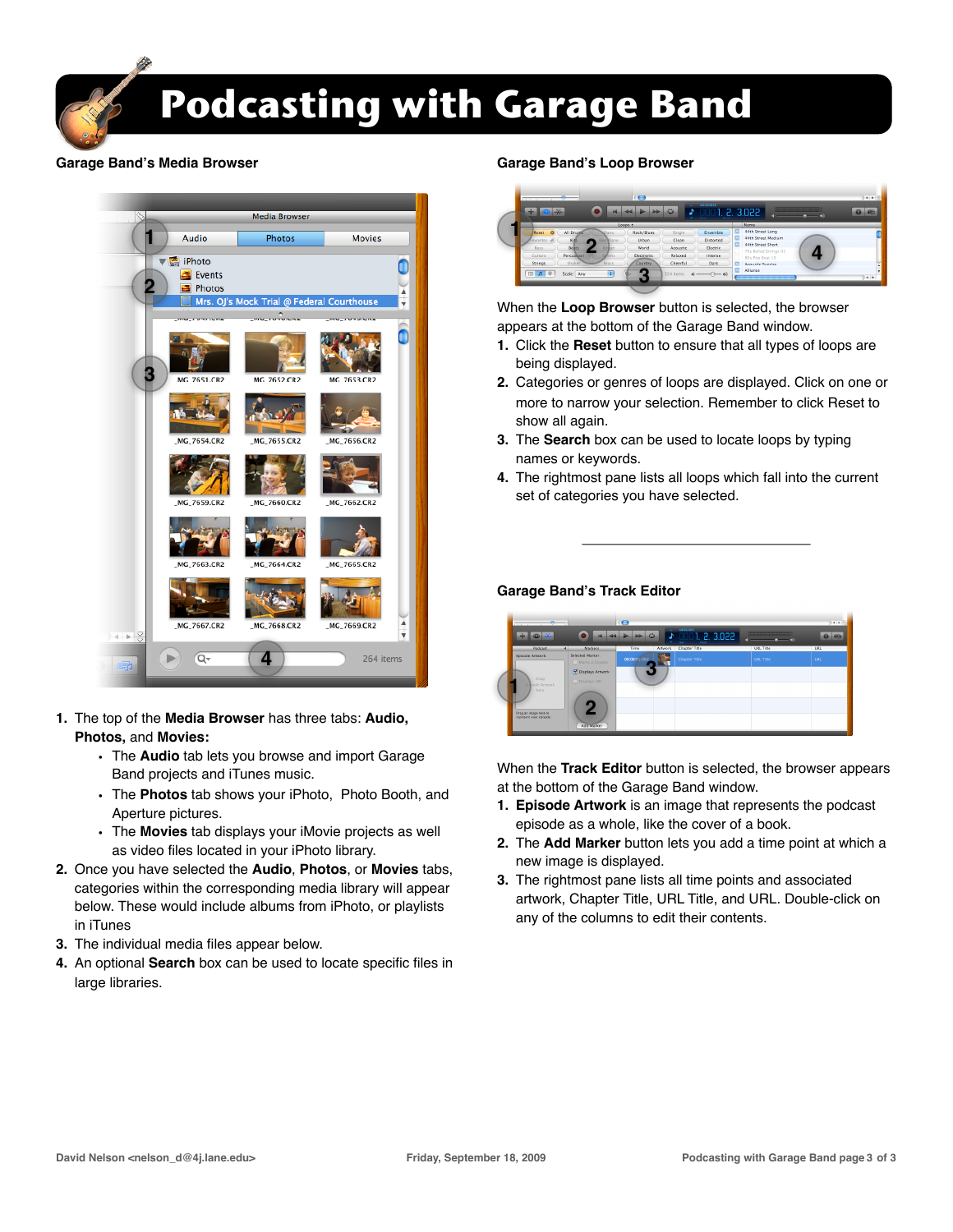# Podcasting with Garage Band

## Garage Band's Media Browser

1. The top of the **Media Browser** has three tabs: **Audio, Photos,** and **Movies:**
   - The **Audio** tab lets you browse and import Garage Band projects and iTunes music.
   - The **Photos** tab shows your iPhoto, Photo Booth, and Aperture pictures.
   - The **Movies** tab displays your iMovie projects as well as video files located in your iPhoto library.
2. Once you have selected the **Audio**, **Photos**, or **Movies** tabs, categories within the corresponding media library will appear below. These would include albums from iPhoto, or playlists in iTunes
3. The individual media files appear below.
4. An optional **Search** box can be used to locate specific files in large libraries.

## Garage Band's Loop Browser

When the **Loop Browser** button is selected, the browser appears at the bottom of the Garage Band window.

1. Click the **Reset** button to ensure that all types of loops are being displayed.
2. Categories or genres of loops are displayed. Click on one or more to narrow your selection. Remember to click Reset to show all again.
3. The **Search** box can be used to locate loops by typing names or keywords.
4. The rightmost pane lists all loops which fall into the current set of categories you have selected.

---

## Garage Band's Track Editor

When the **Track Editor** button is selected, the browser appears at the bottom of the Garage Band window.

1. **Episode Artwork** is an image that represents the podcast episode as a whole, like the cover of a book.
2. The **Add Marker** button lets you add a time point at which a new image is displayed.
3. The rightmost pane lists all time points and associated artwork, Chapter Title, URL Title, and URL. Double-click on any of the columns to edit their contents.